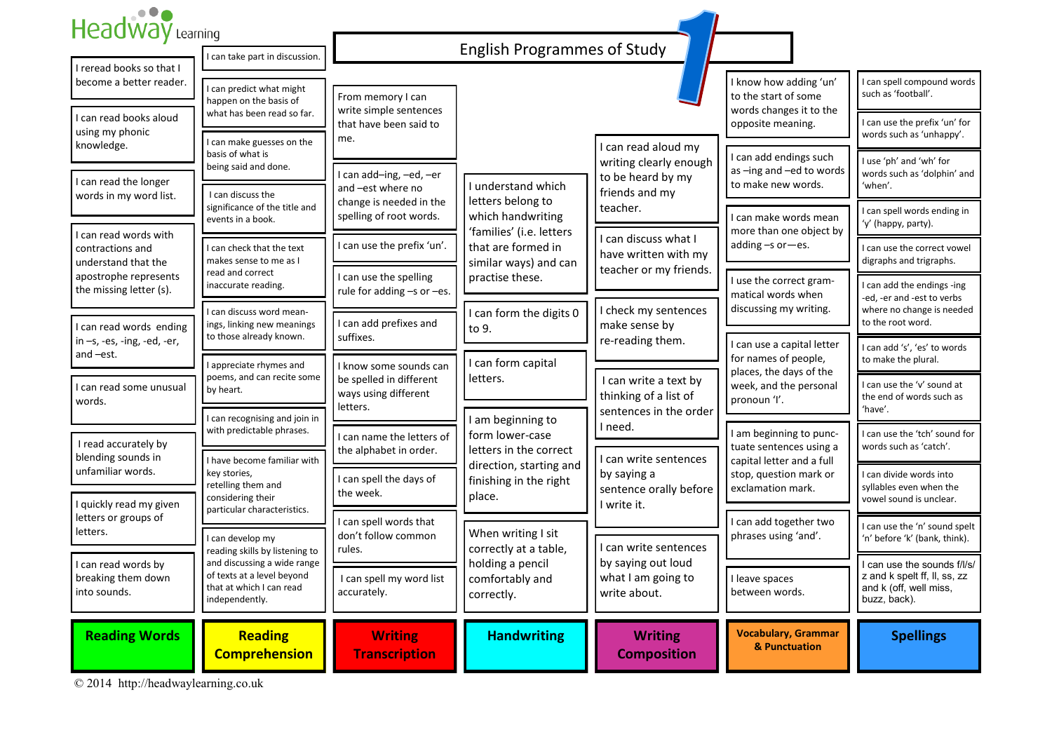Headway Learning

# English Programmes of Study 1

## Reading Words

- I reread books so that I become a better reader.
- I can read books aloud using my phonic knowledge.
- I can read the longer words in my word list.
- I can read words with contractions and understand that the apostrophe represents the missing letter (s).
- I can read words ending in –s, -es, -ing, -ed, -er, and –est.
- I can read some unusual words.
- I read accurately by blending sounds in unfamiliar words.
- I quickly read my given letters or groups of letters.
- I can read words by breaking them down into sounds.

## Reading Comprehension

- I can take part in discussion.
- I can predict what might happen on the basis of what has been read so far.
- I can make guesses on the basis of what is being said and done.
- I can discuss the significance of the title and events in a book.
- I can check that the text makes sense to me as I read and correct inaccurate reading.
- I can discuss word meanings, linking new meanings to those already known.
- I appreciate rhymes and poems, and can recite some by heart.
- I can recognising and join in with predictable phrases.
- I have become familiar with key stories, retelling them and considering their particular characteristics.
- I can develop my reading skills by listening to and discussing a wide range of texts at a level beyond that at which I can read independently.

## Writing Transcription

- From memory I can write simple sentences that have been said to me.
- I can add–ing, –ed, –er and –est where no change is needed in the spelling of root words.
- I can use the prefix 'un'.
- I can use the spelling rule for adding –s or –es.
- I can add prefixes and suffixes.
- I know some sounds can be spelled in different ways using different letters.
- I can name the letters of the alphabet in order.
- I can spell the days of the week.
- I can spell words that don't follow common rules.
- I can spell my word list accurately.

## Handwriting

- I understand which letters belong to which handwriting 'families' (i.e. letters that are formed in similar ways) and can practise these.
- I can form the digits 0 to 9.
- I can form capital letters.
- I am beginning to form lower-case letters in the correct direction, starting and finishing in the right place.
- When writing I sit correctly at a table, holding a pencil comfortably and correctly.

## Writing Composition

- I can read aloud my writing clearly enough to be heard by my friends and my teacher.
- I can discuss what I have written with my teacher or my friends.
- I check my sentences make sense by re-reading them.
- I can write a text by thinking of a list of sentences in the order I need.
- I can write sentences by saying a sentence orally before I write it.
- I can write sentences by saying out loud what I am going to write about.

## Vocabulary, Grammar & Punctuation

- I know how adding 'un' to the start of some words changes it to the opposite meaning.
- I can add endings such as –ing and –ed to words to make new words.
- I can make words mean more than one object by adding –s or—es.
- I use the correct grammatical words when discussing my writing.
- I can use a capital letter for names of people, places, the days of the week, and the personal pronoun 'I'.
- I am beginning to punctuate sentences using a capital letter and a full stop, question mark or exclamation mark.
- I can add together two phrases using 'and'.
- I leave spaces between words.

## Spellings

- I can spell compound words such as 'football'.
- I can use the prefix 'un' for words such as 'unhappy'.
- I use 'ph' and 'wh' for words such as 'dolphin' and 'when'.
- I can spell words ending in 'y' (happy, party).
- I can use the correct vowel digraphs and trigraphs.
- I can add the endings -ing -ed, -er and -est to verbs where no change is needed to the root word.
- I can add 's', 'es' to words to make the plural.
- I can use the 'v' sound at the end of words such as 'have'.
- I can use the 'tch' sound for words such as 'catch'.
- I can divide words into syllables even when the vowel sound is unclear.
- I can use the 'n' sound spelt 'n' before 'k' (bank, think).
- I can use the sounds f/l/s/z and k spelt ff, ll, ss, zz and k (off, well miss, buzz, back).

© 2014 http://headwaylearning.co.uk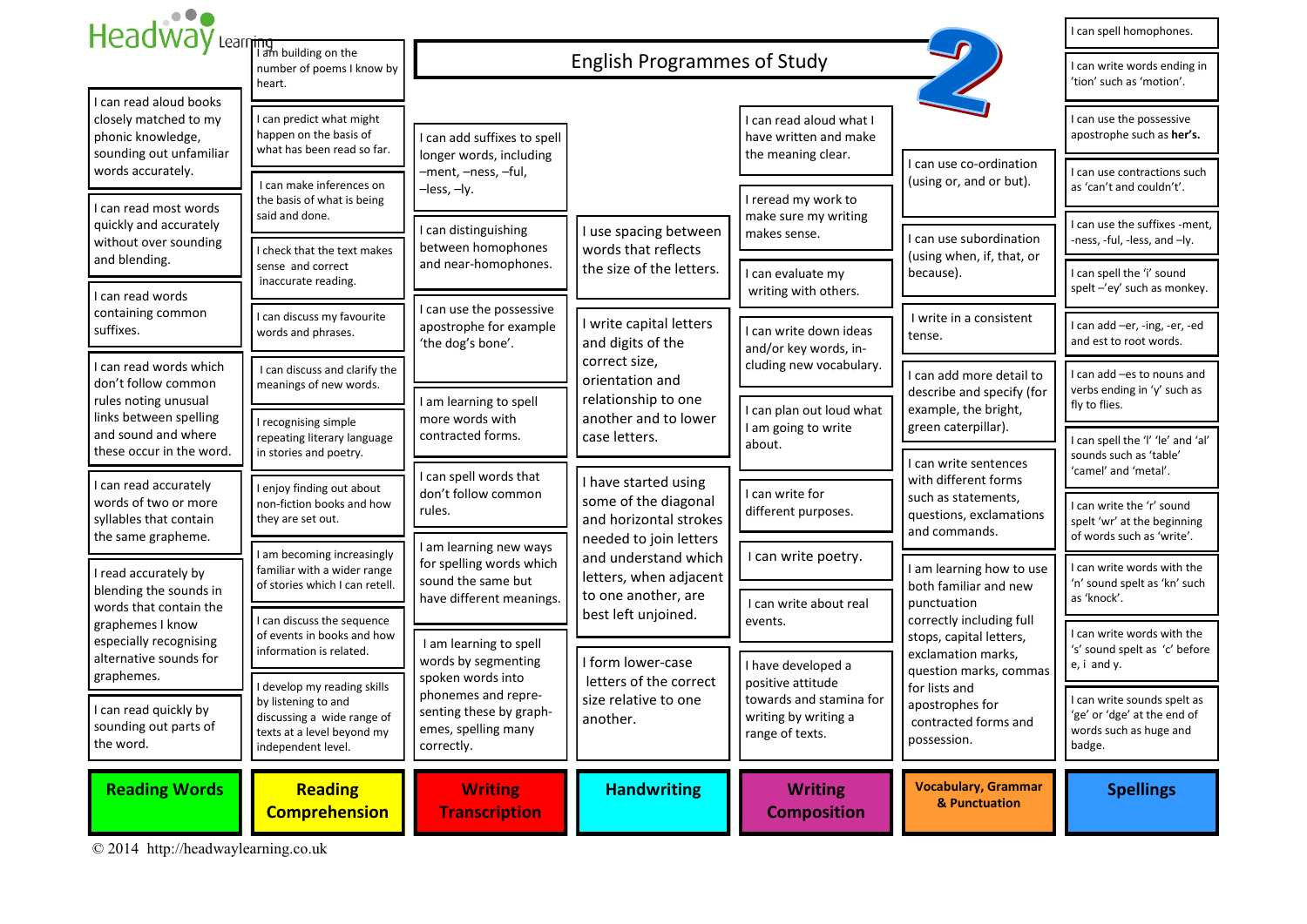Headway Learning

# English Programmes of Study 2

## Reading Words

- I can read aloud books closely matched to my phonic knowledge, sounding out unfamiliar words accurately.
- I can read most words quickly and accurately without over sounding and blending.
- I can read words containing common suffixes.
- I can read words which don't follow common rules noting unusual links between spelling and sound and where these occur in the word.
- I can read accurately words of two or more syllables that contain the same grapheme.
- I read accurately by blending the sounds in words that contain the graphemes I know especially recognising alternative sounds for graphemes.
- I can read quickly by sounding out parts of the word.

## Reading Comprehension

- I am building on the number of poems I know by heart.
- I can predict what might happen on the basis of what has been read so far.
- I can make inferences on the basis of what is being said and done.
- I check that the text makes sense and correct inaccurate reading.
- I can discuss my favourite words and phrases.
- I can discuss and clarify the meanings of new words.
- I recognising simple repeating literary language in stories and poetry.
- I enjoy finding out about non-fiction books and how they are set out.
- I am becoming increasingly familiar with a wider range of stories which I can retell.
- I can discuss the sequence of events in books and how information is related.
- I develop my reading skills by listening to and discussing a wide range of texts at a level beyond my independent level.

## Writing Transcription

- I can add suffixes to spell longer words, including –ment, –ness, –ful, –less, –ly.
- I can distinguishing between homophones and near-homophones.
- I can use the possessive apostrophe for example 'the dog's bone'.
- I am learning to spell more words with contracted forms.
- I can spell words that don't follow common rules.
- I am learning new ways for spelling words which sound the same but have different meanings.
- I am learning to spell words by segmenting spoken words into phonemes and representing these by graphemes, spelling many correctly.

## Handwriting

- I use spacing between words that reflects the size of the letters.
- I write capital letters and digits of the correct size, orientation and relationship to one another and to lower case letters.
- I have started using some of the diagonal and horizontal strokes needed to join letters and understand which letters, when adjacent to one another, are best left unjoined.
- I form lower-case letters of the correct size relative to one another.

## Writing Composition

- I can read aloud what I have written and make the meaning clear.
- I reread my work to make sure my writing makes sense.
- I can evaluate my writing with others.
- I can write down ideas and/or key words, including new vocabulary.
- I can plan out loud what I am going to write about.
- I can write for different purposes.
- I can write poetry.
- I can write about real events.
- I have developed a positive attitude towards and stamina for writing by writing a range of texts.

## Vocabulary, Grammar & Punctuation

- I can use co-ordination (using or, and or but).
- I can use subordination (using when, if, that, or because).
- I write in a consistent tense.
- I can add more detail to describe and specify (for example, the bright, green caterpillar).
- I can write sentences with different forms such as statements, questions, exclamations and commands.
- I am learning how to use both familiar and new punctuation correctly including full stops, capital letters, exclamation marks, question marks, commas for lists and apostrophes for contracted forms and possession.

## Spellings

- I can spell homophones.
- I can write words ending in 'tion' such as 'motion'.
- I can use the possessive apostrophe such as **her's.**
- I can use contractions such as 'can't and couldn't'.
- I can use the suffixes -ment, -ness, -ful, -less, and –ly.
- I can spell the 'i' sound spelt –'ey' such as monkey.
- I can add –er, -ing, -er, -ed and est to root words.
- I can add –es to nouns and verbs ending in 'y' such as fly to flies.
- I can spell the 'l' 'le' and 'al' sounds such as 'table' 'camel' and 'metal'.
- I can write the 'r' sound spelt 'wr' at the beginning of words such as 'write'.
- I can write words with the 'n' sound spelt as 'kn' such as 'knock'.
- I can write words with the 's' sound spelt as 'c' before e, i and y.
- I can write sounds spelt as 'ge' or 'dge' at the end of words such as huge and badge.

© 2014 http://headwaylearning.co.uk